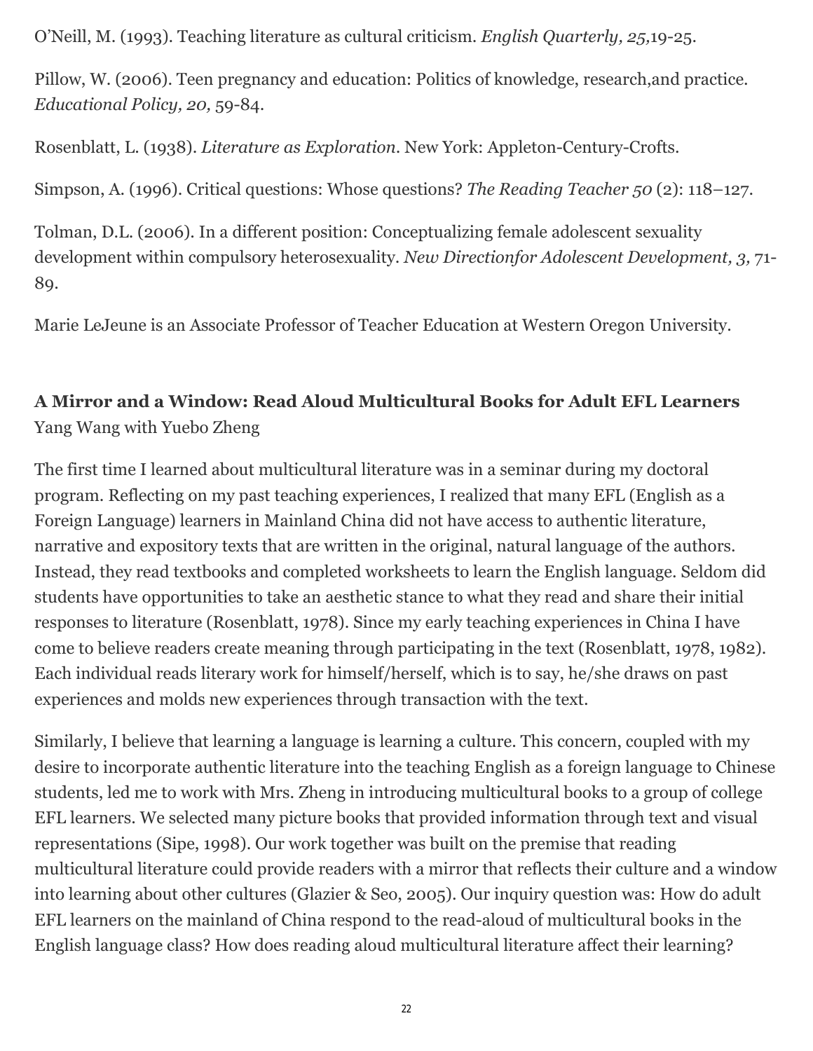O'Neill, M. (1993). Teaching literature as cultural criticism. *English Quarterly, 25,*19-25.

Pillow, W. (2006). Teen pregnancy and education: Politics of knowledge, research,and practice. *Educational Policy, 20,* 59-84.

Rosenblatt, L. (1938). *Literature as Exploration*. New York: Appleton-Century-Crofts.

Simpson, A. (1996). Critical questions: Whose questions? *The Reading Teacher 50* (2): 118–127.

Tolman, D.L. (2006). In a different position: Conceptualizing female adolescent sexuality development within compulsory heterosexuality. *New Directionfor Adolescent Development, 3,* 71-89.

Marie LeJeune is an Associate Professor of Teacher Education at Western Oregon University.

## A Mirror and a Window: Read Aloud Multicultural Books for Adult EFL Learners

Yang Wang with Yuebo Zheng

The first time I learned about multicultural literature was in a seminar during my doctoral program. Reflecting on my past teaching experiences, I realized that many EFL (English as a Foreign Language) learners in Mainland China did not have access to authentic literature, narrative and expository texts that are written in the original, natural language of the authors. Instead, they read textbooks and completed worksheets to learn the English language. Seldom did students have opportunities to take an aesthetic stance to what they read and share their initial responses to literature (Rosenblatt, 1978). Since my early teaching experiences in China I have come to believe readers create meaning through participating in the text (Rosenblatt, 1978, 1982). Each individual reads literary work for himself/herself, which is to say, he/she draws on past experiences and molds new experiences through transaction with the text.

Similarly, I believe that learning a language is learning a culture. This concern, coupled with my desire to incorporate authentic literature into the teaching English as a foreign language to Chinese students, led me to work with Mrs. Zheng in introducing multicultural books to a group of college EFL learners. We selected many picture books that provided information through text and visual representations (Sipe, 1998). Our work together was built on the premise that reading multicultural literature could provide readers with a mirror that reflects their culture and a window into learning about other cultures (Glazier & Seo, 2005). Our inquiry question was: How do adult EFL learners on the mainland of China respond to the read-aloud of multicultural books in the English language class? How does reading aloud multicultural literature affect their learning?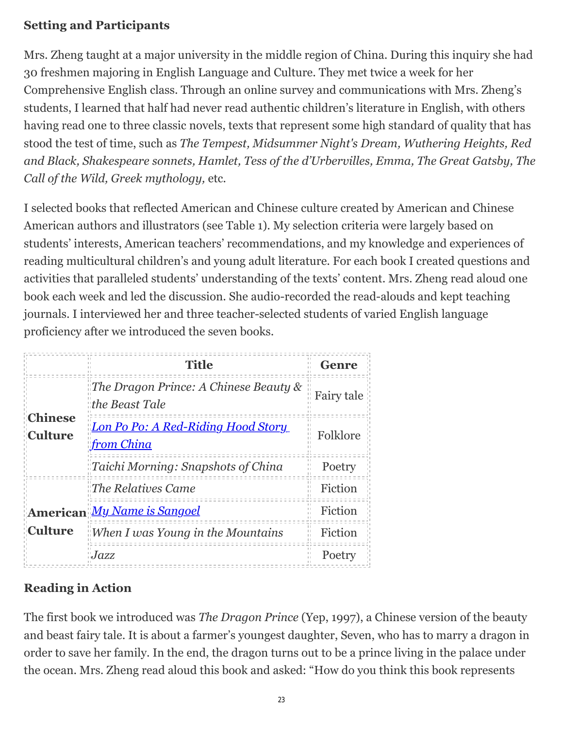### Setting and Participants

Mrs. Zheng taught at a major university in the middle region of China. During this inquiry she had 30 freshmen majoring in English Language and Culture. They met twice a week for her Comprehensive English class. Through an online survey and communications with Mrs. Zheng's students, I learned that half had never read authentic children's literature in English, with others having read one to three classic novels, texts that represent some high standard of quality that has stood the test of time, such as *The Tempest, Midsummer Night's Dream, Wuthering Heights, Red and Black, Shakespeare sonnets, Hamlet, Tess of the d'Urbervilles, Emma, The Great Gatsby, The Call of the Wild, Greek mythology,* etc.

I selected books that reflected American and Chinese culture created by American and Chinese American authors and illustrators (see Table 1). My selection criteria were largely based on students' interests, American teachers' recommendations, and my knowledge and experiences of reading multicultural children's and young adult literature. For each book I created questions and activities that paralleled students' understanding of the texts' content. Mrs. Zheng read aloud one book each week and led the discussion. She audio-recorded the read-alouds and kept teaching journals. I interviewed her and three teacher-selected students of varied English language proficiency after we introduced the seven books.

| | Title | Genre |
|---|---|---|
| **Chinese Culture** | *The Dragon Prince: A Chinese Beauty & the Beast Tale* | Fairy tale |
| | *Lon Po Po: A Red-Riding Hood Story from China* | Folklore |
| | *Taichi Morning: Snapshots of China* | Poetry |
| **American Culture** | *The Relatives Came* | Fiction |
| | *My Name is Sangoel* | Fiction |
| | *When I was Young in the Mountains* | Fiction |
| | *Jazz* | Poetry |

### Reading in Action

The first book we introduced was *The Dragon Prince* (Yep, 1997), a Chinese version of the beauty and beast fairy tale. It is about a farmer's youngest daughter, Seven, who has to marry a dragon in order to save her family. In the end, the dragon turns out to be a prince living in the palace under the ocean. Mrs. Zheng read aloud this book and asked: "How do you think this book represents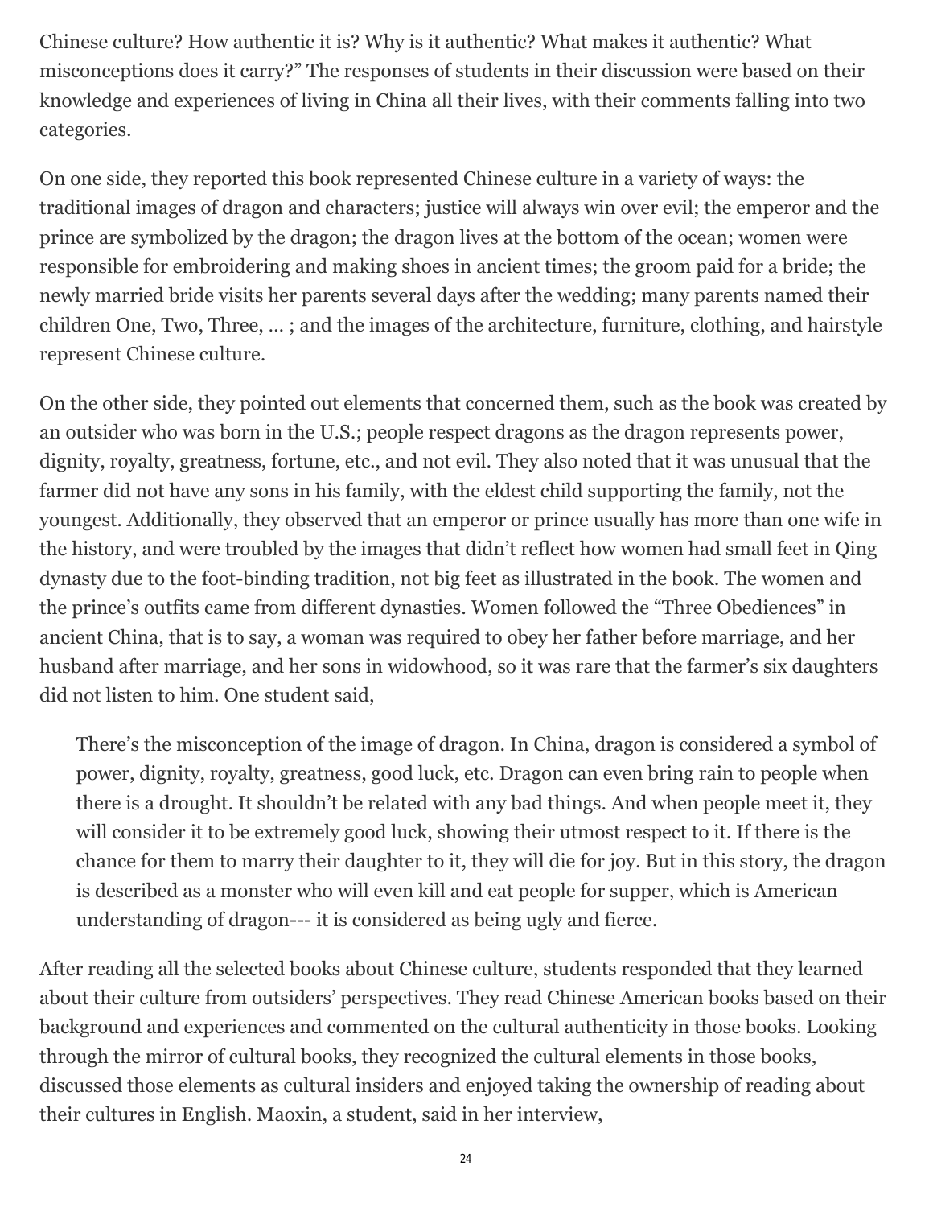Chinese culture? How authentic it is? Why is it authentic? What makes it authentic? What misconceptions does it carry?" The responses of students in their discussion were based on their knowledge and experiences of living in China all their lives, with their comments falling into two categories.

On one side, they reported this book represented Chinese culture in a variety of ways: the traditional images of dragon and characters; justice will always win over evil; the emperor and the prince are symbolized by the dragon; the dragon lives at the bottom of the ocean; women were responsible for embroidering and making shoes in ancient times; the groom paid for a bride; the newly married bride visits her parents several days after the wedding; many parents named their children One, Two, Three, ... ; and the images of the architecture, furniture, clothing, and hairstyle represent Chinese culture.

On the other side, they pointed out elements that concerned them, such as the book was created by an outsider who was born in the U.S.; people respect dragons as the dragon represents power, dignity, royalty, greatness, fortune, etc., and not evil. They also noted that it was unusual that the farmer did not have any sons in his family, with the eldest child supporting the family, not the youngest. Additionally, they observed that an emperor or prince usually has more than one wife in the history, and were troubled by the images that didn't reflect how women had small feet in Qing dynasty due to the foot-binding tradition, not big feet as illustrated in the book. The women and the prince's outfits came from different dynasties. Women followed the "Three Obediences" in ancient China, that is to say, a woman was required to obey her father before marriage, and her husband after marriage, and her sons in widowhood, so it was rare that the farmer's six daughters did not listen to him. One student said,

> There's the misconception of the image of dragon. In China, dragon is considered a symbol of power, dignity, royalty, greatness, good luck, etc. Dragon can even bring rain to people when there is a drought. It shouldn't be related with any bad things. And when people meet it, they will consider it to be extremely good luck, showing their utmost respect to it. If there is the chance for them to marry their daughter to it, they will die for joy. But in this story, the dragon is described as a monster who will even kill and eat people for supper, which is American understanding of dragon--- it is considered as being ugly and fierce.

After reading all the selected books about Chinese culture, students responded that they learned about their culture from outsiders' perspectives. They read Chinese American books based on their background and experiences and commented on the cultural authenticity in those books. Looking through the mirror of cultural books, they recognized the cultural elements in those books, discussed those elements as cultural insiders and enjoyed taking the ownership of reading about their cultures in English. Maoxin, a student, said in her interview,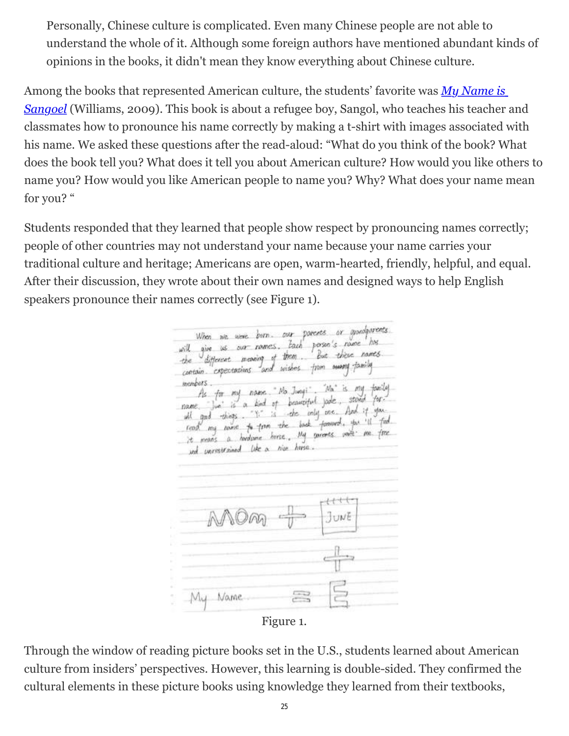> Personally, Chinese culture is complicated. Even many Chinese people are not able to understand the whole of it. Although some foreign authors have mentioned abundant kinds of opinions in the books, it didn't mean they know everything about Chinese culture.

Among the books that represented American culture, the students' favorite was ***My Name is Sangoel*** (Williams, 2009). This book is about a refugee boy, Sangol, who teaches his teacher and classmates how to pronounce his name correctly by making a t-shirt with images associated with his name. We asked these questions after the read-aloud: "What do you think of the book? What does the book tell you? What does it tell you about American culture? How would you like others to name you? How would you like American people to name you? Why? What does your name mean for you? "

Students responded that they learned that people show respect by pronouncing names correctly; people of other countries may not understand your name because your name carries your traditional culture and heritage; Americans are open, warm-hearted, friendly, helpful, and equal. After their discussion, they wrote about their own names and designed ways to help English speakers pronounce their names correctly (see Figure 1).

Figure 1.

Through the window of reading picture books set in the U.S., students learned about American culture from insiders' perspectives. However, this learning is double-sided. They confirmed the cultural elements in these picture books using knowledge they learned from their textbooks,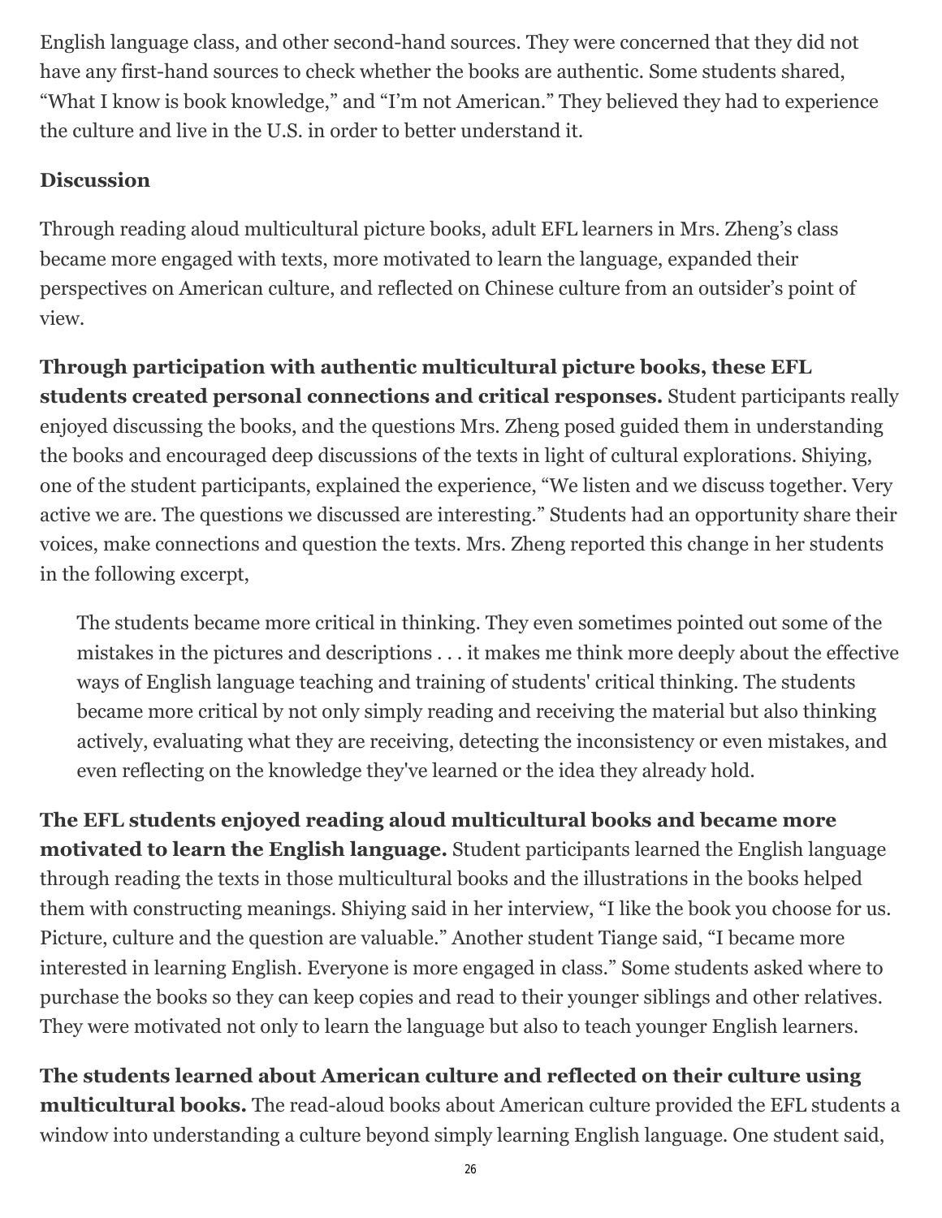English language class, and other second-hand sources. They were concerned that they did not have any first-hand sources to check whether the books are authentic. Some students shared, "What I know is book knowledge," and "I'm not American." They believed they had to experience the culture and live in the U.S. in order to better understand it.

## Discussion

Through reading aloud multicultural picture books, adult EFL learners in Mrs. Zheng's class became more engaged with texts, more motivated to learn the language, expanded their perspectives on American culture, and reflected on Chinese culture from an outsider's point of view.

**Through participation with authentic multicultural picture books, these EFL students created personal connections and critical responses.** Student participants really enjoyed discussing the books, and the questions Mrs. Zheng posed guided them in understanding the books and encouraged deep discussions of the texts in light of cultural explorations. Shiying, one of the student participants, explained the experience, "We listen and we discuss together. Very active we are. The questions we discussed are interesting." Students had an opportunity share their voices, make connections and question the texts. Mrs. Zheng reported this change in her students in the following excerpt,

> The students became more critical in thinking. They even sometimes pointed out some of the mistakes in the pictures and descriptions . . . it makes me think more deeply about the effective ways of English language teaching and training of students' critical thinking. The students became more critical by not only simply reading and receiving the material but also thinking actively, evaluating what they are receiving, detecting the inconsistency or even mistakes, and even reflecting on the knowledge they've learned or the idea they already hold.

**The EFL students enjoyed reading aloud multicultural books and became more motivated to learn the English language.** Student participants learned the English language through reading the texts in those multicultural books and the illustrations in the books helped them with constructing meanings. Shiying said in her interview, "I like the book you choose for us. Picture, culture and the question are valuable." Another student Tiange said, "I became more interested in learning English. Everyone is more engaged in class." Some students asked where to purchase the books so they can keep copies and read to their younger siblings and other relatives. They were motivated not only to learn the language but also to teach younger English learners.

**The students learned about American culture and reflected on their culture using multicultural books.** The read-aloud books about American culture provided the EFL students a window into understanding a culture beyond simply learning English language. One student said,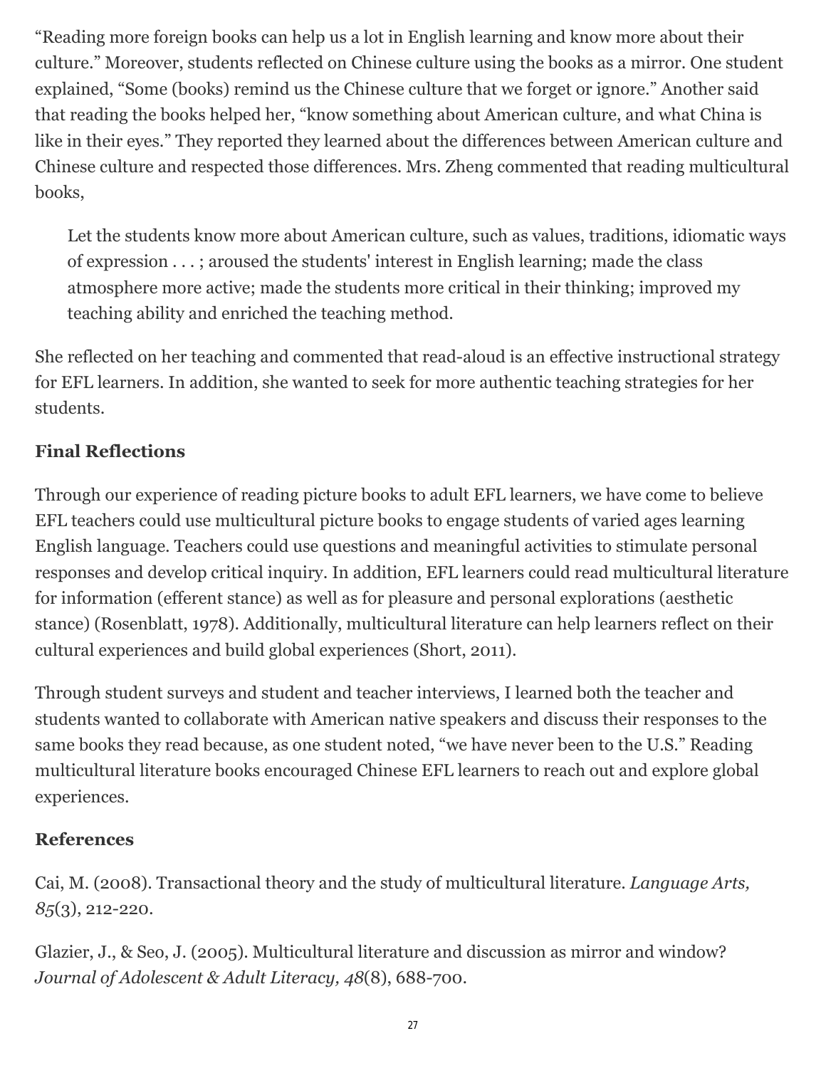"Reading more foreign books can help us a lot in English learning and know more about their culture." Moreover, students reflected on Chinese culture using the books as a mirror. One student explained, "Some (books) remind us the Chinese culture that we forget or ignore." Another said that reading the books helped her, "know something about American culture, and what China is like in their eyes." They reported they learned about the differences between American culture and Chinese culture and respected those differences. Mrs. Zheng commented that reading multicultural books,

> Let the students know more about American culture, such as values, traditions, idiomatic ways of expression . . . ; aroused the students' interest in English learning; made the class atmosphere more active; made the students more critical in their thinking; improved my teaching ability and enriched the teaching method.

She reflected on her teaching and commented that read-aloud is an effective instructional strategy for EFL learners. In addition, she wanted to seek for more authentic teaching strategies for her students.

## Final Reflections

Through our experience of reading picture books to adult EFL learners, we have come to believe EFL teachers could use multicultural picture books to engage students of varied ages learning English language. Teachers could use questions and meaningful activities to stimulate personal responses and develop critical inquiry. In addition, EFL learners could read multicultural literature for information (efferent stance) as well as for pleasure and personal explorations (aesthetic stance) (Rosenblatt, 1978). Additionally, multicultural literature can help learners reflect on their cultural experiences and build global experiences (Short, 2011).

Through student surveys and student and teacher interviews, I learned both the teacher and students wanted to collaborate with American native speakers and discuss their responses to the same books they read because, as one student noted, "we have never been to the U.S." Reading multicultural literature books encouraged Chinese EFL learners to reach out and explore global experiences.

## References

Cai, M. (2008). Transactional theory and the study of multicultural literature. *Language Arts, 85*(3), 212-220.

Glazier, J., & Seo, J. (2005). Multicultural literature and discussion as mirror and window? *Journal of Adolescent & Adult Literacy, 48*(8), 688-700.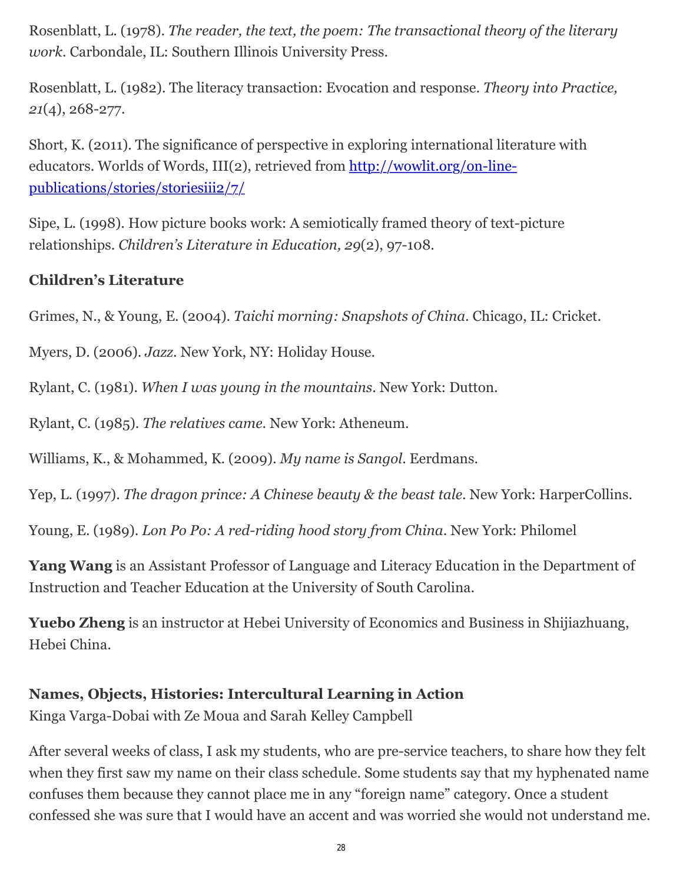Rosenblatt, L. (1978). *The reader, the text, the poem: The transactional theory of the literary work*. Carbondale, IL: Southern Illinois University Press.

Rosenblatt, L. (1982). The literacy transaction: Evocation and response. *Theory into Practice, 21*(4), 268-277.

Short, K. (2011). The significance of perspective in exploring international literature with educators. Worlds of Words, III(2), retrieved from [http://wowlit.org/on-line-publications/stories/storiesiii2/7/](http://wowlit.org/on-line-publications/stories/storiesiii2/7/)

Sipe, L. (1998). How picture books work: A semiotically framed theory of text-picture relationships. *Children's Literature in Education, 29*(2), 97-108.

### Children's Literature

Grimes, N., & Young, E. (2004). *Taichi morning: Snapshots of China*. Chicago, IL: Cricket.

Myers, D. (2006). *Jazz*. New York, NY: Holiday House.

Rylant, C. (1981). *When I was young in the mountains*. New York: Dutton.

Rylant, C. (1985). *The relatives came*. New York: Atheneum.

Williams, K., & Mohammed, K. (2009). *My name is Sangol*. Eerdmans.

Yep, L. (1997). *The dragon prince: A Chinese beauty & the beast tale*. New York: HarperCollins.

Young, E. (1989). *Lon Po Po: A red-riding hood story from China*. New York: Philomel

**Yang Wang** is an Assistant Professor of Language and Literacy Education in the Department of Instruction and Teacher Education at the University of South Carolina.

**Yuebo Zheng** is an instructor at Hebei University of Economics and Business in Shijiazhuang, Hebei China.

## Names, Objects, Histories: Intercultural Learning in Action

Kinga Varga-Dobai with Ze Moua and Sarah Kelley Campbell

After several weeks of class, I ask my students, who are pre-service teachers, to share how they felt when they first saw my name on their class schedule. Some students say that my hyphenated name confuses them because they cannot place me in any "foreign name" category. Once a student confessed she was sure that I would have an accent and was worried she would not understand me.